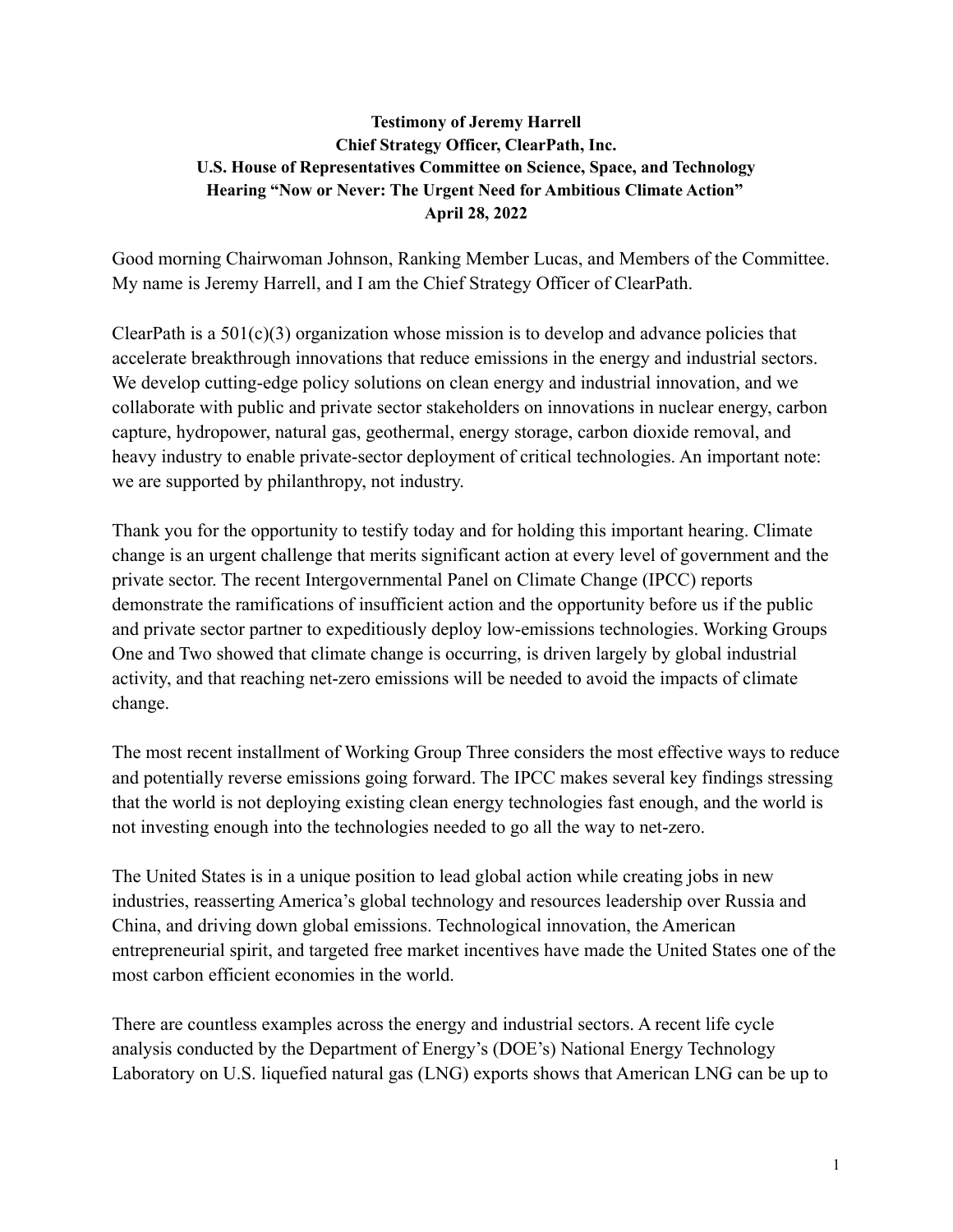**Testimony of Jeremy Harrell**
**Chief Strategy Officer, ClearPath, Inc.**
**U.S. House of Representatives Committee on Science, Space, and Technology**
**Hearing "Now or Never: The Urgent Need for Ambitious Climate Action"**
**April 28, 2022**

Good morning Chairwoman Johnson, Ranking Member Lucas, and Members of the Committee. My name is Jeremy Harrell, and I am the Chief Strategy Officer of ClearPath.

ClearPath is a 501(c)(3) organization whose mission is to develop and advance policies that accelerate breakthrough innovations that reduce emissions in the energy and industrial sectors. We develop cutting-edge policy solutions on clean energy and industrial innovation, and we collaborate with public and private sector stakeholders on innovations in nuclear energy, carbon capture, hydropower, natural gas, geothermal, energy storage, carbon dioxide removal, and heavy industry to enable private-sector deployment of critical technologies. An important note: we are supported by philanthropy, not industry.

Thank you for the opportunity to testify today and for holding this important hearing. Climate change is an urgent challenge that merits significant action at every level of government and the private sector. The recent Intergovernmental Panel on Climate Change (IPCC) reports demonstrate the ramifications of insufficient action and the opportunity before us if the public and private sector partner to expeditiously deploy low-emissions technologies. Working Groups One and Two showed that climate change is occurring, is driven largely by global industrial activity, and that reaching net-zero emissions will be needed to avoid the impacts of climate change.

The most recent installment of Working Group Three considers the most effective ways to reduce and potentially reverse emissions going forward. The IPCC makes several key findings stressing that the world is not deploying existing clean energy technologies fast enough, and the world is not investing enough into the technologies needed to go all the way to net-zero.

The United States is in a unique position to lead global action while creating jobs in new industries, reasserting America's global technology and resources leadership over Russia and China, and driving down global emissions. Technological innovation, the American entrepreneurial spirit, and targeted free market incentives have made the United States one of the most carbon efficient economies in the world.

There are countless examples across the energy and industrial sectors. A recent life cycle analysis conducted by the Department of Energy's (DOE's) National Energy Technology Laboratory on U.S. liquefied natural gas (LNG) exports shows that American LNG can be up to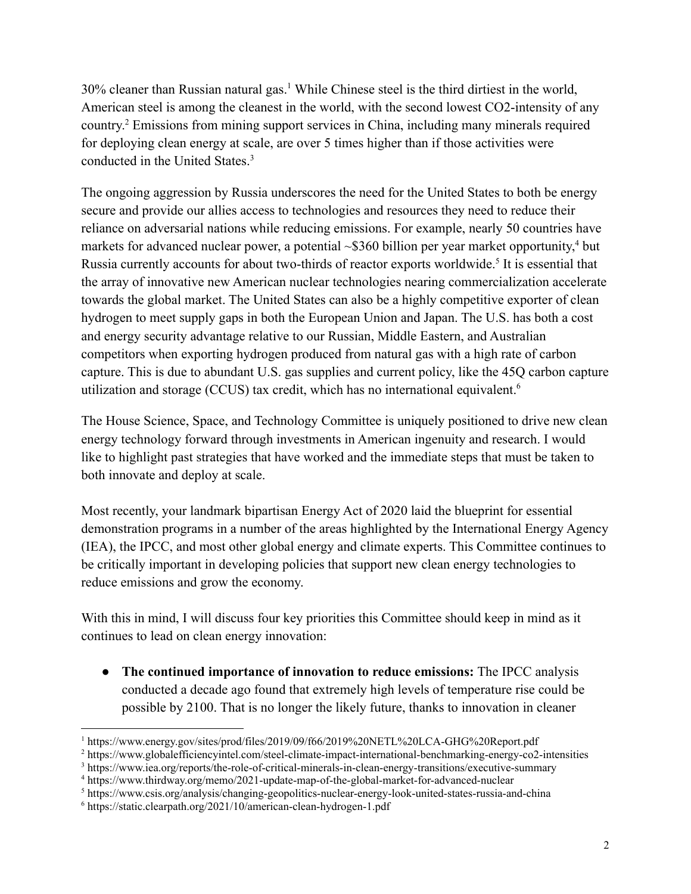30% cleaner than Russian natural gas.[1] While Chinese steel is the third dirtiest in the world, American steel is among the cleanest in the world, with the second lowest CO2-intensity of any country.[2] Emissions from mining support services in China, including many minerals required for deploying clean energy at scale, are over 5 times higher than if those activities were conducted in the United States.[3]

The ongoing aggression by Russia underscores the need for the United States to both be energy secure and provide our allies access to technologies and resources they need to reduce their reliance on adversarial nations while reducing emissions. For example, nearly 50 countries have markets for advanced nuclear power, a potential ~$360 billion per year market opportunity,[4] but Russia currently accounts for about two-thirds of reactor exports worldwide.[5] It is essential that the array of innovative new American nuclear technologies nearing commercialization accelerate towards the global market. The United States can also be a highly competitive exporter of clean hydrogen to meet supply gaps in both the European Union and Japan. The U.S. has both a cost and energy security advantage relative to our Russian, Middle Eastern, and Australian competitors when exporting hydrogen produced from natural gas with a high rate of carbon capture. This is due to abundant U.S. gas supplies and current policy, like the 45Q carbon capture utilization and storage (CCUS) tax credit, which has no international equivalent.[6]

The House Science, Space, and Technology Committee is uniquely positioned to drive new clean energy technology forward through investments in American ingenuity and research. I would like to highlight past strategies that have worked and the immediate steps that must be taken to both innovate and deploy at scale.

Most recently, your landmark bipartisan Energy Act of 2020 laid the blueprint for essential demonstration programs in a number of the areas highlighted by the International Energy Agency (IEA), the IPCC, and most other global energy and climate experts. This Committee continues to be critically important in developing policies that support new clean energy technologies to reduce emissions and grow the economy.

With this in mind, I will discuss four key priorities this Committee should keep in mind as it continues to lead on clean energy innovation:

- **The continued importance of innovation to reduce emissions:** The IPCC analysis conducted a decade ago found that extremely high levels of temperature rise could be possible by 2100. That is no longer the likely future, thanks to innovation in cleaner

---

[1] https://www.energy.gov/sites/prod/files/2019/09/f66/2019%20NETL%20LCA-GHG%20Report.pdf

[2] https://www.globalefficiencyintel.com/steel-climate-impact-international-benchmarking-energy-co2-intensities

[3] https://www.iea.org/reports/the-role-of-critical-minerals-in-clean-energy-transitions/executive-summary

[4] https://www.thirdway.org/memo/2021-update-map-of-the-global-market-for-advanced-nuclear

[5] https://www.csis.org/analysis/changing-geopolitics-nuclear-energy-look-united-states-russia-and-china

[6] https://static.clearpath.org/2021/10/american-clean-hydrogen-1.pdf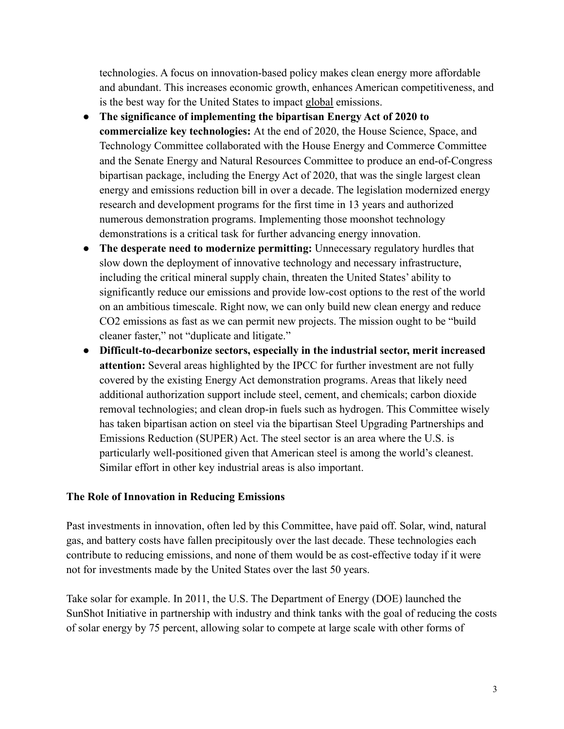technologies. A focus on innovation-based policy makes clean energy more affordable and abundant. This increases economic growth, enhances American competitiveness, and is the best way for the United States to impact global emissions.

- **The significance of implementing the bipartisan Energy Act of 2020 to commercialize key technologies:** At the end of 2020, the House Science, Space, and Technology Committee collaborated with the House Energy and Commerce Committee and the Senate Energy and Natural Resources Committee to produce an end-of-Congress bipartisan package, including the Energy Act of 2020, that was the single largest clean energy and emissions reduction bill in over a decade. The legislation modernized energy research and development programs for the first time in 13 years and authorized numerous demonstration programs. Implementing those moonshot technology demonstrations is a critical task for further advancing energy innovation.
- **The desperate need to modernize permitting:** Unnecessary regulatory hurdles that slow down the deployment of innovative technology and necessary infrastructure, including the critical mineral supply chain, threaten the United States' ability to significantly reduce our emissions and provide low-cost options to the rest of the world on an ambitious timescale. Right now, we can only build new clean energy and reduce CO2 emissions as fast as we can permit new projects. The mission ought to be "build cleaner faster," not "duplicate and litigate."
- **Difficult-to-decarbonize sectors, especially in the industrial sector, merit increased attention:** Several areas highlighted by the IPCC for further investment are not fully covered by the existing Energy Act demonstration programs. Areas that likely need additional authorization support include steel, cement, and chemicals; carbon dioxide removal technologies; and clean drop-in fuels such as hydrogen. This Committee wisely has taken bipartisan action on steel via the bipartisan Steel Upgrading Partnerships and Emissions Reduction (SUPER) Act. The steel sector is an area where the U.S. is particularly well-positioned given that American steel is among the world's cleanest. Similar effort in other key industrial areas is also important.

## The Role of Innovation in Reducing Emissions

Past investments in innovation, often led by this Committee, have paid off. Solar, wind, natural gas, and battery costs have fallen precipitously over the last decade. These technologies each contribute to reducing emissions, and none of them would be as cost-effective today if it were not for investments made by the United States over the last 50 years.

Take solar for example. In 2011, the U.S. The Department of Energy (DOE) launched the SunShot Initiative in partnership with industry and think tanks with the goal of reducing the costs of solar energy by 75 percent, allowing solar to compete at large scale with other forms of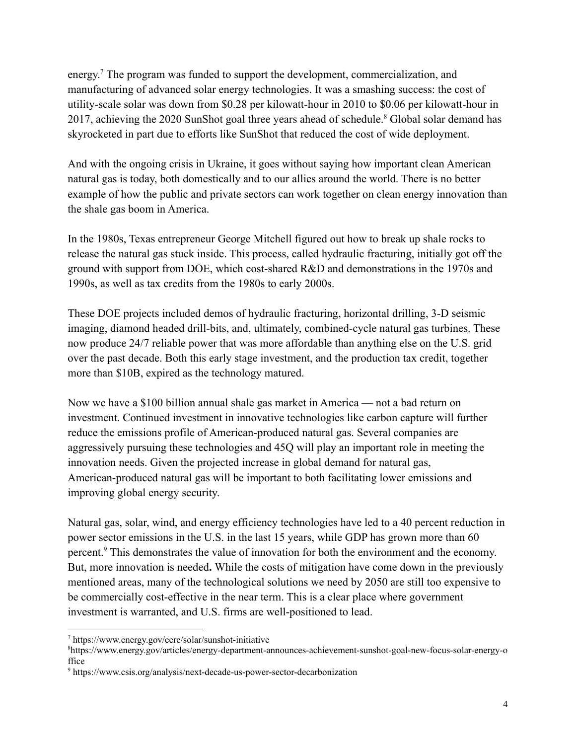energy.[7] The program was funded to support the development, commercialization, and manufacturing of advanced solar energy technologies. It was a smashing success: the cost of utility-scale solar was down from $0.28 per kilowatt-hour in 2010 to $0.06 per kilowatt-hour in 2017, achieving the 2020 SunShot goal three years ahead of schedule.[8] Global solar demand has skyrocketed in part due to efforts like SunShot that reduced the cost of wide deployment.

And with the ongoing crisis in Ukraine, it goes without saying how important clean American natural gas is today, both domestically and to our allies around the world. There is no better example of how the public and private sectors can work together on clean energy innovation than the shale gas boom in America.

In the 1980s, Texas entrepreneur George Mitchell figured out how to break up shale rocks to release the natural gas stuck inside. This process, called hydraulic fracturing, initially got off the ground with support from DOE, which cost-shared R&D and demonstrations in the 1970s and 1990s, as well as tax credits from the 1980s to early 2000s.

These DOE projects included demos of hydraulic fracturing, horizontal drilling, 3-D seismic imaging, diamond headed drill-bits, and, ultimately, combined-cycle natural gas turbines. These now produce 24/7 reliable power that was more affordable than anything else on the U.S. grid over the past decade. Both this early stage investment, and the production tax credit, together more than $10B, expired as the technology matured.

Now we have a $100 billion annual shale gas market in America — not a bad return on investment. Continued investment in innovative technologies like carbon capture will further reduce the emissions profile of American-produced natural gas. Several companies are aggressively pursuing these technologies and 45Q will play an important role in meeting the innovation needs. Given the projected increase in global demand for natural gas, American-produced natural gas will be important to both facilitating lower emissions and improving global energy security.

Natural gas, solar, wind, and energy efficiency technologies have led to a 40 percent reduction in power sector emissions in the U.S. in the last 15 years, while GDP has grown more than 60 percent.[9] This demonstrates the value of innovation for both the environment and the economy. But, more innovation is needed**.** While the costs of mitigation have come down in the previously mentioned areas, many of the technological solutions we need by 2050 are still too expensive to be commercially cost-effective in the near term. This is a clear place where government investment is warranted, and U.S. firms are well-positioned to lead.

---

[7] https://www.energy.gov/eere/solar/sunshot-initiative

[8] https://www.energy.gov/articles/energy-department-announces-achievement-sunshot-goal-new-focus-solar-energy-office

[9] https://www.csis.org/analysis/next-decade-us-power-sector-decarbonization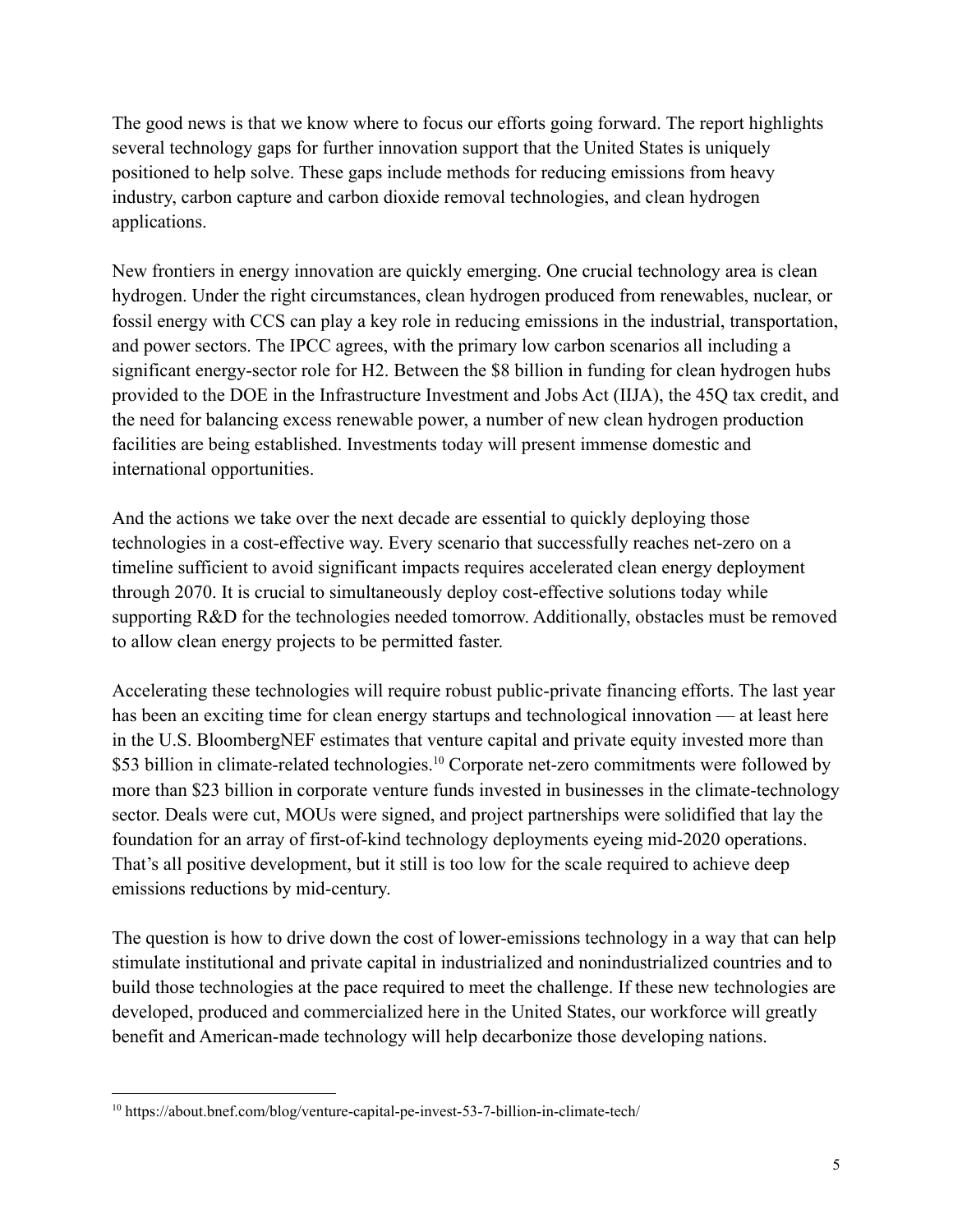The good news is that we know where to focus our efforts going forward. The report highlights several technology gaps for further innovation support that the United States is uniquely positioned to help solve. These gaps include methods for reducing emissions from heavy industry, carbon capture and carbon dioxide removal technologies, and clean hydrogen applications.

New frontiers in energy innovation are quickly emerging. One crucial technology area is clean hydrogen. Under the right circumstances, clean hydrogen produced from renewables, nuclear, or fossil energy with CCS can play a key role in reducing emissions in the industrial, transportation, and power sectors. The IPCC agrees, with the primary low carbon scenarios all including a significant energy-sector role for H2. Between the $8 billion in funding for clean hydrogen hubs provided to the DOE in the Infrastructure Investment and Jobs Act (IIJA), the 45Q tax credit, and the need for balancing excess renewable power, a number of new clean hydrogen production facilities are being established. Investments today will present immense domestic and international opportunities.

And the actions we take over the next decade are essential to quickly deploying those technologies in a cost-effective way. Every scenario that successfully reaches net-zero on a timeline sufficient to avoid significant impacts requires accelerated clean energy deployment through 2070. It is crucial to simultaneously deploy cost-effective solutions today while supporting R&D for the technologies needed tomorrow. Additionally, obstacles must be removed to allow clean energy projects to be permitted faster.

Accelerating these technologies will require robust public-private financing efforts. The last year has been an exciting time for clean energy startups and technological innovation — at least here in the U.S. BloombergNEF estimates that venture capital and private equity invested more than $53 billion in climate-related technologies.[10] Corporate net-zero commitments were followed by more than $23 billion in corporate venture funds invested in businesses in the climate-technology sector. Deals were cut, MOUs were signed, and project partnerships were solidified that lay the foundation for an array of first-of-kind technology deployments eyeing mid-2020 operations. That's all positive development, but it still is too low for the scale required to achieve deep emissions reductions by mid-century.

The question is how to drive down the cost of lower-emissions technology in a way that can help stimulate institutional and private capital in industrialized and nonindustrialized countries and to build those technologies at the pace required to meet the challenge. If these new technologies are developed, produced and commercialized here in the United States, our workforce will greatly benefit and American-made technology will help decarbonize those developing nations.

---

[10] https://about.bnef.com/blog/venture-capital-pe-invest-53-7-billion-in-climate-tech/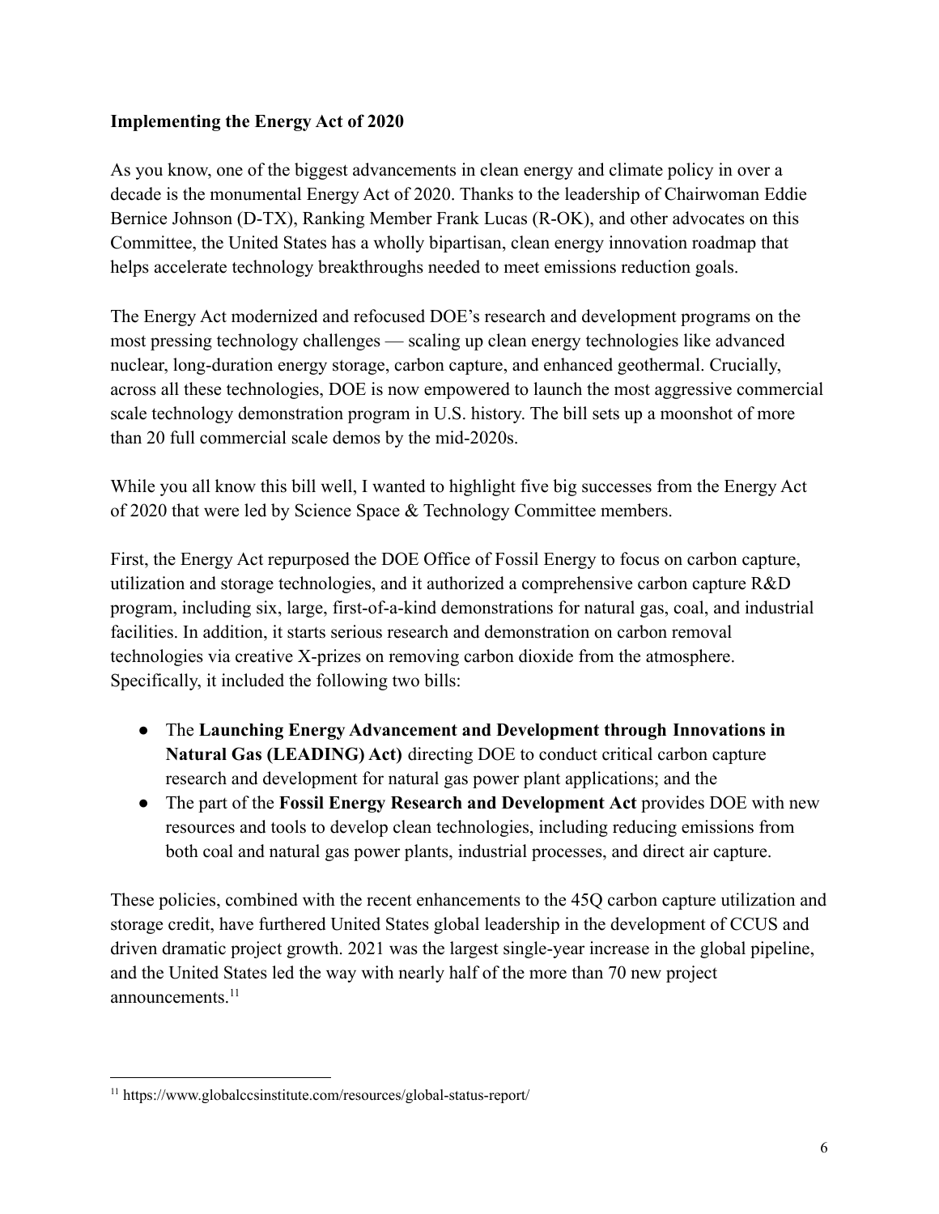**Implementing the Energy Act of 2020**

As you know, one of the biggest advancements in clean energy and climate policy in over a decade is the monumental Energy Act of 2020. Thanks to the leadership of Chairwoman Eddie Bernice Johnson (D-TX), Ranking Member Frank Lucas (R-OK), and other advocates on this Committee, the United States has a wholly bipartisan, clean energy innovation roadmap that helps accelerate technology breakthroughs needed to meet emissions reduction goals.

The Energy Act modernized and refocused DOE's research and development programs on the most pressing technology challenges — scaling up clean energy technologies like advanced nuclear, long-duration energy storage, carbon capture, and enhanced geothermal. Crucially, across all these technologies, DOE is now empowered to launch the most aggressive commercial scale technology demonstration program in U.S. history. The bill sets up a moonshot of more than 20 full commercial scale demos by the mid-2020s.

While you all know this bill well, I wanted to highlight five big successes from the Energy Act of 2020 that were led by Science Space & Technology Committee members.

First, the Energy Act repurposed the DOE Office of Fossil Energy to focus on carbon capture, utilization and storage technologies, and it authorized a comprehensive carbon capture R&D program, including six, large, first-of-a-kind demonstrations for natural gas, coal, and industrial facilities. In addition, it starts serious research and demonstration on carbon removal technologies via creative X-prizes on removing carbon dioxide from the atmosphere. Specifically, it included the following two bills:

- The **Launching Energy Advancement and Development through Innovations in Natural Gas (LEADING) Act)** directing DOE to conduct critical carbon capture research and development for natural gas power plant applications; and the
- The part of the **Fossil Energy Research and Development Act** provides DOE with new resources and tools to develop clean technologies, including reducing emissions from both coal and natural gas power plants, industrial processes, and direct air capture.

These policies, combined with the recent enhancements to the 45Q carbon capture utilization and storage credit, have furthered United States global leadership in the development of CCUS and driven dramatic project growth. 2021 was the largest single-year increase in the global pipeline, and the United States led the way with nearly half of the more than 70 new project announcements.[11]

[11] https://www.globalccsinstitute.com/resources/global-status-report/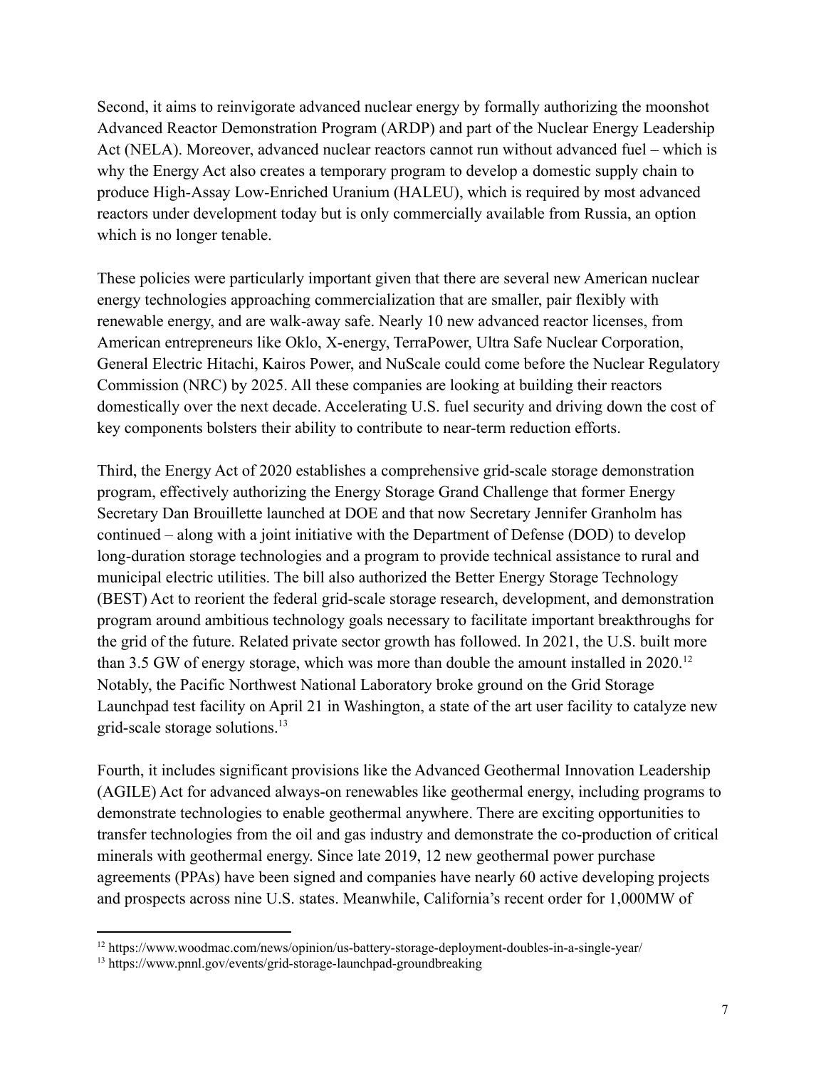Second, it aims to reinvigorate advanced nuclear energy by formally authorizing the moonshot Advanced Reactor Demonstration Program (ARDP) and part of the Nuclear Energy Leadership Act (NELA). Moreover, advanced nuclear reactors cannot run without advanced fuel – which is why the Energy Act also creates a temporary program to develop a domestic supply chain to produce High-Assay Low-Enriched Uranium (HALEU), which is required by most advanced reactors under development today but is only commercially available from Russia, an option which is no longer tenable.

These policies were particularly important given that there are several new American nuclear energy technologies approaching commercialization that are smaller, pair flexibly with renewable energy, and are walk-away safe. Nearly 10 new advanced reactor licenses, from American entrepreneurs like Oklo, X-energy, TerraPower, Ultra Safe Nuclear Corporation, General Electric Hitachi, Kairos Power, and NuScale could come before the Nuclear Regulatory Commission (NRC) by 2025. All these companies are looking at building their reactors domestically over the next decade. Accelerating U.S. fuel security and driving down the cost of key components bolsters their ability to contribute to near-term reduction efforts.

Third, the Energy Act of 2020 establishes a comprehensive grid-scale storage demonstration program, effectively authorizing the Energy Storage Grand Challenge that former Energy Secretary Dan Brouillette launched at DOE and that now Secretary Jennifer Granholm has continued – along with a joint initiative with the Department of Defense (DOD) to develop long-duration storage technologies and a program to provide technical assistance to rural and municipal electric utilities. The bill also authorized the Better Energy Storage Technology (BEST) Act to reorient the federal grid-scale storage research, development, and demonstration program around ambitious technology goals necessary to facilitate important breakthroughs for the grid of the future. Related private sector growth has followed. In 2021, the U.S. built more than 3.5 GW of energy storage, which was more than double the amount installed in 2020.[12] Notably, the Pacific Northwest National Laboratory broke ground on the Grid Storage Launchpad test facility on April 21 in Washington, a state of the art user facility to catalyze new grid-scale storage solutions.[13]

Fourth, it includes significant provisions like the Advanced Geothermal Innovation Leadership (AGILE) Act for advanced always-on renewables like geothermal energy, including programs to demonstrate technologies to enable geothermal anywhere. There are exciting opportunities to transfer technologies from the oil and gas industry and demonstrate the co-production of critical minerals with geothermal energy. Since late 2019, 12 new geothermal power purchase agreements (PPAs) have been signed and companies have nearly 60 active developing projects and prospects across nine U.S. states. Meanwhile, California's recent order for 1,000MW of

---

[12] https://www.woodmac.com/news/opinion/us-battery-storage-deployment-doubles-in-a-single-year/

[13] https://www.pnnl.gov/events/grid-storage-launchpad-groundbreaking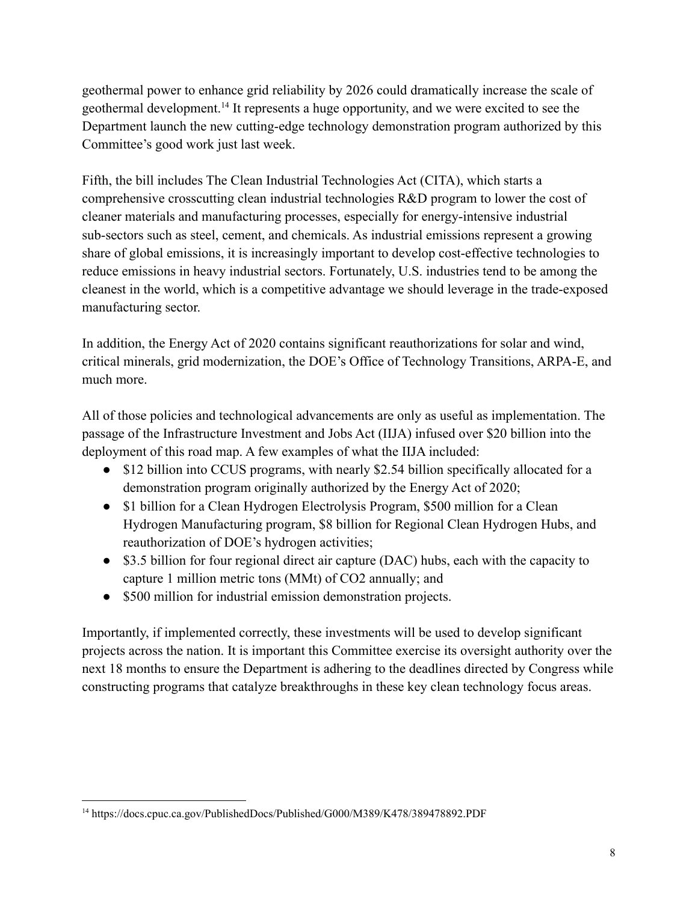geothermal power to enhance grid reliability by 2026 could dramatically increase the scale of geothermal development.[14] It represents a huge opportunity, and we were excited to see the Department launch the new cutting-edge technology demonstration program authorized by this Committee's good work just last week.

Fifth, the bill includes The Clean Industrial Technologies Act (CITA), which starts a comprehensive crosscutting clean industrial technologies R&D program to lower the cost of cleaner materials and manufacturing processes, especially for energy-intensive industrial sub-sectors such as steel, cement, and chemicals. As industrial emissions represent a growing share of global emissions, it is increasingly important to develop cost-effective technologies to reduce emissions in heavy industrial sectors. Fortunately, U.S. industries tend to be among the cleanest in the world, which is a competitive advantage we should leverage in the trade-exposed manufacturing sector.

In addition, the Energy Act of 2020 contains significant reauthorizations for solar and wind, critical minerals, grid modernization, the DOE's Office of Technology Transitions, ARPA-E, and much more.

All of those policies and technological advancements are only as useful as implementation. The passage of the Infrastructure Investment and Jobs Act (IIJA) infused over $20 billion into the deployment of this road map. A few examples of what the IIJA included:

- $12 billion into CCUS programs, with nearly $2.54 billion specifically allocated for a demonstration program originally authorized by the Energy Act of 2020;
- $1 billion for a Clean Hydrogen Electrolysis Program, $500 million for a Clean Hydrogen Manufacturing program, $8 billion for Regional Clean Hydrogen Hubs, and reauthorization of DOE's hydrogen activities;
- $3.5 billion for four regional direct air capture (DAC) hubs, each with the capacity to capture 1 million metric tons (MMt) of $CO_2$ annually; and
- $500 million for industrial emission demonstration projects.

Importantly, if implemented correctly, these investments will be used to develop significant projects across the nation. It is important this Committee exercise its oversight authority over the next 18 months to ensure the Department is adhering to the deadlines directed by Congress while constructing programs that catalyze breakthroughs in these key clean technology focus areas.

---

[14] https://docs.cpuc.ca.gov/PublishedDocs/Published/G000/M389/K478/389478892.PDF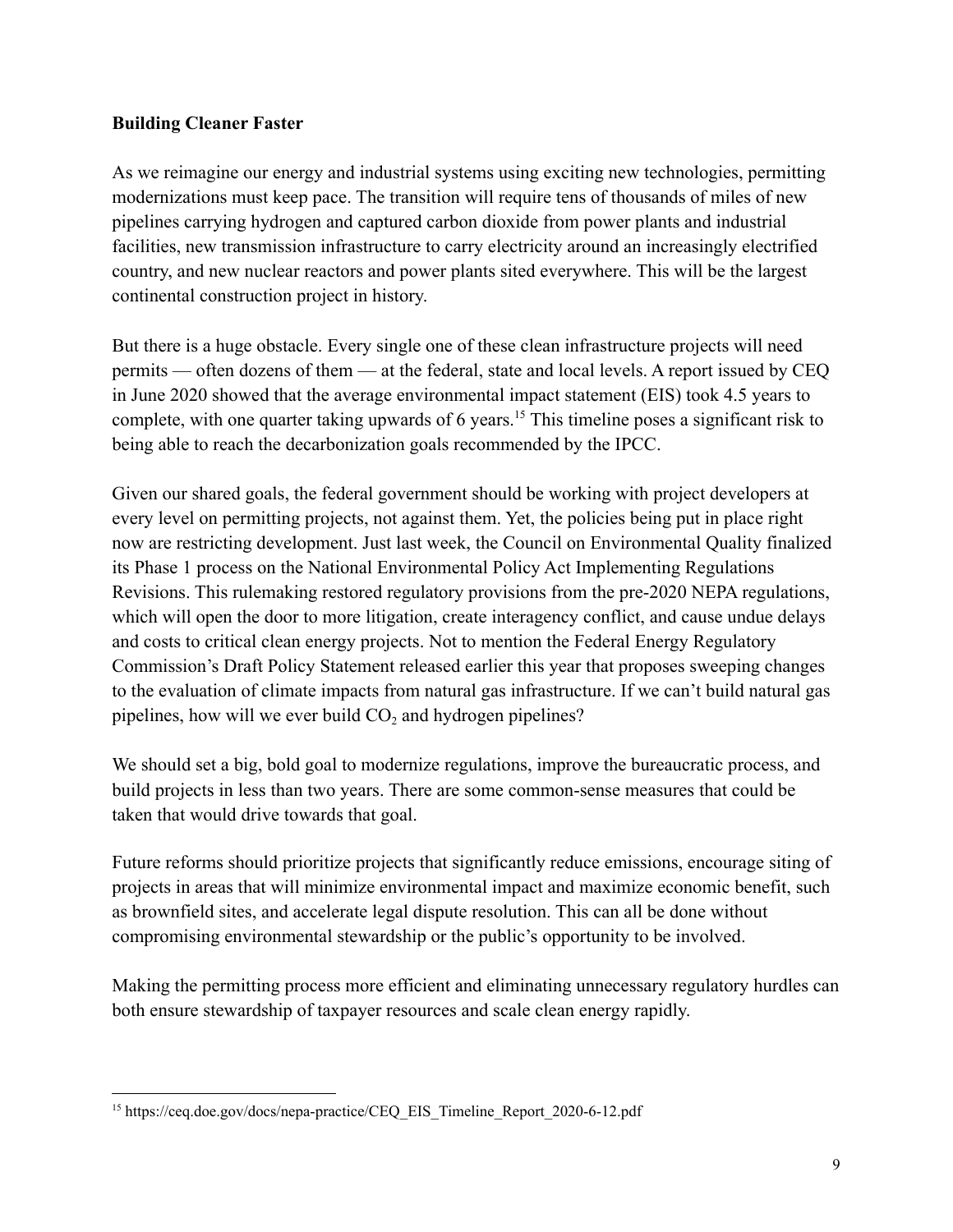**Building Cleaner Faster**

As we reimagine our energy and industrial systems using exciting new technologies, permitting modernizations must keep pace. The transition will require tens of thousands of miles of new pipelines carrying hydrogen and captured carbon dioxide from power plants and industrial facilities, new transmission infrastructure to carry electricity around an increasingly electrified country, and new nuclear reactors and power plants sited everywhere. This will be the largest continental construction project in history.

But there is a huge obstacle. Every single one of these clean infrastructure projects will need permits — often dozens of them — at the federal, state and local levels. A report issued by CEQ in June 2020 showed that the average environmental impact statement (EIS) took 4.5 years to complete, with one quarter taking upwards of 6 years.[15] This timeline poses a significant risk to being able to reach the decarbonization goals recommended by the IPCC.

Given our shared goals, the federal government should be working with project developers at every level on permitting projects, not against them. Yet, the policies being put in place right now are restricting development. Just last week, the Council on Environmental Quality finalized its Phase 1 process on the National Environmental Policy Act Implementing Regulations Revisions. This rulemaking restored regulatory provisions from the pre-2020 NEPA regulations, which will open the door to more litigation, create interagency conflict, and cause undue delays and costs to critical clean energy projects. Not to mention the Federal Energy Regulatory Commission's Draft Policy Statement released earlier this year that proposes sweeping changes to the evaluation of climate impacts from natural gas infrastructure. If we can't build natural gas pipelines, how will we ever build $CO_2$ and hydrogen pipelines?

We should set a big, bold goal to modernize regulations, improve the bureaucratic process, and build projects in less than two years. There are some common-sense measures that could be taken that would drive towards that goal.

Future reforms should prioritize projects that significantly reduce emissions, encourage siting of projects in areas that will minimize environmental impact and maximize economic benefit, such as brownfield sites, and accelerate legal dispute resolution. This can all be done without compromising environmental stewardship or the public's opportunity to be involved.

Making the permitting process more efficient and eliminating unnecessary regulatory hurdles can both ensure stewardship of taxpayer resources and scale clean energy rapidly.

---

[15] https://ceq.doe.gov/docs/nepa-practice/CEQ_EIS_Timeline_Report_2020-6-12.pdf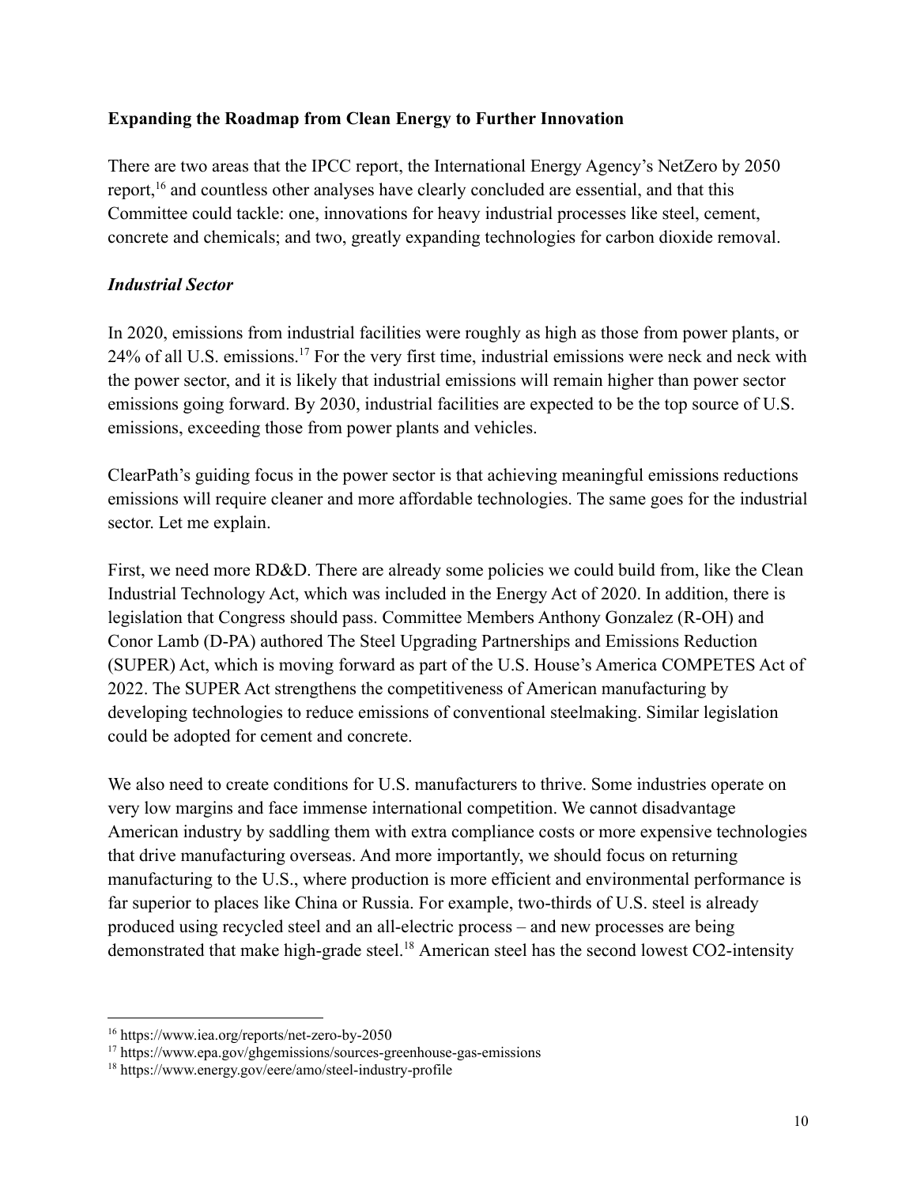**Expanding the Roadmap from Clean Energy to Further Innovation**

There are two areas that the IPCC report, the International Energy Agency's NetZero by 2050 report,[16] and countless other analyses have clearly concluded are essential, and that this Committee could tackle: one, innovations for heavy industrial processes like steel, cement, concrete and chemicals; and two, greatly expanding technologies for carbon dioxide removal.

***Industrial Sector***

In 2020, emissions from industrial facilities were roughly as high as those from power plants, or 24% of all U.S. emissions.[17] For the very first time, industrial emissions were neck and neck with the power sector, and it is likely that industrial emissions will remain higher than power sector emissions going forward. By 2030, industrial facilities are expected to be the top source of U.S. emissions, exceeding those from power plants and vehicles.

ClearPath's guiding focus in the power sector is that achieving meaningful emissions reductions emissions will require cleaner and more affordable technologies. The same goes for the industrial sector. Let me explain.

First, we need more RD&D. There are already some policies we could build from, like the Clean Industrial Technology Act, which was included in the Energy Act of 2020. In addition, there is legislation that Congress should pass. Committee Members Anthony Gonzalez (R-OH) and Conor Lamb (D-PA) authored The Steel Upgrading Partnerships and Emissions Reduction (SUPER) Act, which is moving forward as part of the U.S. House's America COMPETES Act of 2022. The SUPER Act strengthens the competitiveness of American manufacturing by developing technologies to reduce emissions of conventional steelmaking. Similar legislation could be adopted for cement and concrete.

We also need to create conditions for U.S. manufacturers to thrive. Some industries operate on very low margins and face immense international competition. We cannot disadvantage American industry by saddling them with extra compliance costs or more expensive technologies that drive manufacturing overseas. And more importantly, we should focus on returning manufacturing to the U.S., where production is more efficient and environmental performance is far superior to places like China or Russia. For example, two-thirds of U.S. steel is already produced using recycled steel and an all-electric process – and new processes are being demonstrated that make high-grade steel.[18] American steel has the second lowest CO2-intensity

---

[16] https://www.iea.org/reports/net-zero-by-2050

[17] https://www.epa.gov/ghgemissions/sources-greenhouse-gas-emissions

[18] https://www.energy.gov/eere/amo/steel-industry-profile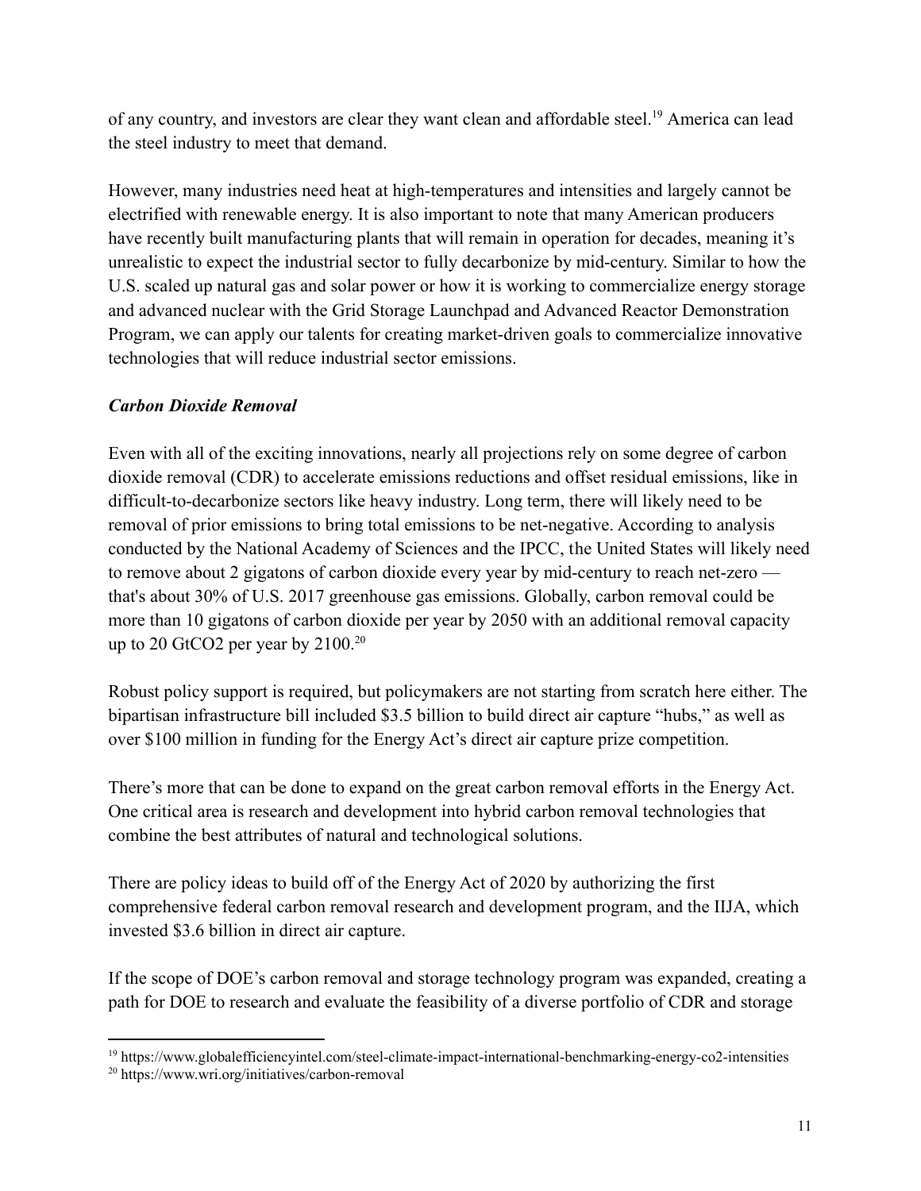of any country, and investors are clear they want clean and affordable steel.[19] America can lead the steel industry to meet that demand.

However, many industries need heat at high-temperatures and intensities and largely cannot be electrified with renewable energy. It is also important to note that many American producers have recently built manufacturing plants that will remain in operation for decades, meaning it's unrealistic to expect the industrial sector to fully decarbonize by mid-century. Similar to how the U.S. scaled up natural gas and solar power or how it is working to commercialize energy storage and advanced nuclear with the Grid Storage Launchpad and Advanced Reactor Demonstration Program, we can apply our talents for creating market-driven goals to commercialize innovative technologies that will reduce industrial sector emissions.

### *Carbon Dioxide Removal*

Even with all of the exciting innovations, nearly all projections rely on some degree of carbon dioxide removal (CDR) to accelerate emissions reductions and offset residual emissions, like in difficult-to-decarbonize sectors like heavy industry. Long term, there will likely need to be removal of prior emissions to bring total emissions to be net-negative. According to analysis conducted by the National Academy of Sciences and the IPCC, the United States will likely need to remove about 2 gigatons of carbon dioxide every year by mid-century to reach net-zero — that's about 30% of U.S. 2017 greenhouse gas emissions. Globally, carbon removal could be more than 10 gigatons of carbon dioxide per year by 2050 with an additional removal capacity up to 20 $GtCO_2$ per year by 2100.[20]

Robust policy support is required, but policymakers are not starting from scratch here either. The bipartisan infrastructure bill included $3.5 billion to build direct air capture "hubs," as well as over $100 million in funding for the Energy Act's direct air capture prize competition.

There's more that can be done to expand on the great carbon removal efforts in the Energy Act. One critical area is research and development into hybrid carbon removal technologies that combine the best attributes of natural and technological solutions.

There are policy ideas to build off of the Energy Act of 2020 by authorizing the first comprehensive federal carbon removal research and development program, and the IIJA, which invested $3.6 billion in direct air capture.

If the scope of DOE's carbon removal and storage technology program was expanded, creating a path for DOE to research and evaluate the feasibility of a diverse portfolio of CDR and storage

---

[19] https://www.globalefficiencyintel.com/steel-climate-impact-international-benchmarking-energy-co2-intensities

[20] https://www.wri.org/initiatives/carbon-removal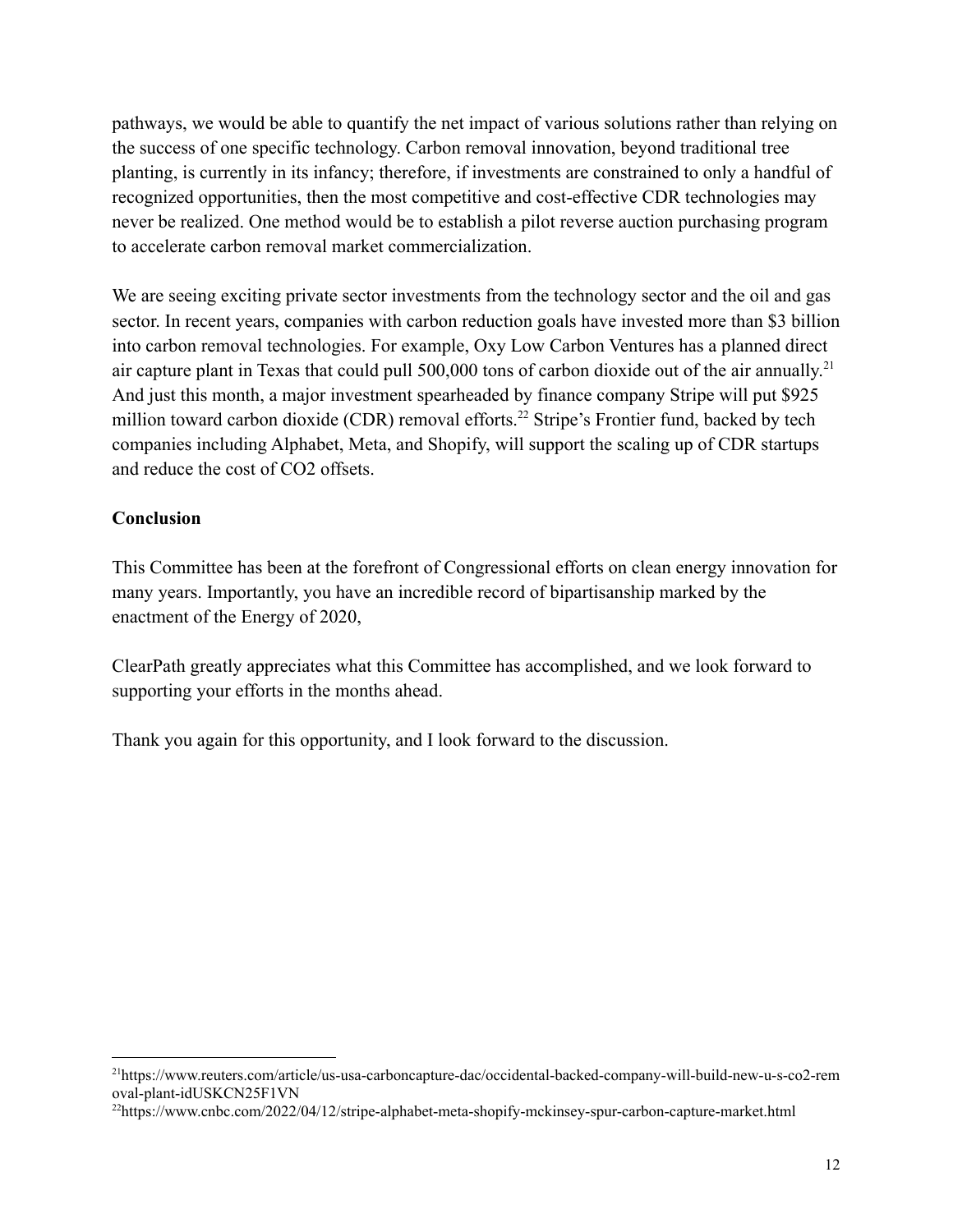pathways, we would be able to quantify the net impact of various solutions rather than relying on the success of one specific technology. Carbon removal innovation, beyond traditional tree planting, is currently in its infancy; therefore, if investments are constrained to only a handful of recognized opportunities, then the most competitive and cost-effective CDR technologies may never be realized. One method would be to establish a pilot reverse auction purchasing program to accelerate carbon removal market commercialization.

We are seeing exciting private sector investments from the technology sector and the oil and gas sector. In recent years, companies with carbon reduction goals have invested more than $3 billion into carbon removal technologies. For example, Oxy Low Carbon Ventures has a planned direct air capture plant in Texas that could pull 500,000 tons of carbon dioxide out of the air annually.[21] And just this month, a major investment spearheaded by finance company Stripe will put $925 million toward carbon dioxide (CDR) removal efforts.[22] Stripe's Frontier fund, backed by tech companies including Alphabet, Meta, and Shopify, will support the scaling up of CDR startups and reduce the cost of $CO_2$ offsets.

**Conclusion**

This Committee has been at the forefront of Congressional efforts on clean energy innovation for many years. Importantly, you have an incredible record of bipartisanship marked by the enactment of the Energy of 2020,

ClearPath greatly appreciates what this Committee has accomplished, and we look forward to supporting your efforts in the months ahead.

Thank you again for this opportunity, and I look forward to the discussion.

---

[21]https://www.reuters.com/article/us-usa-carboncapture-dac/occidental-backed-company-will-build-new-u-s-co2-removal-plant-idUSKCN25F1VN

[22]https://www.cnbc.com/2022/04/12/stripe-alphabet-meta-shopify-mckinsey-spur-carbon-capture-market.html